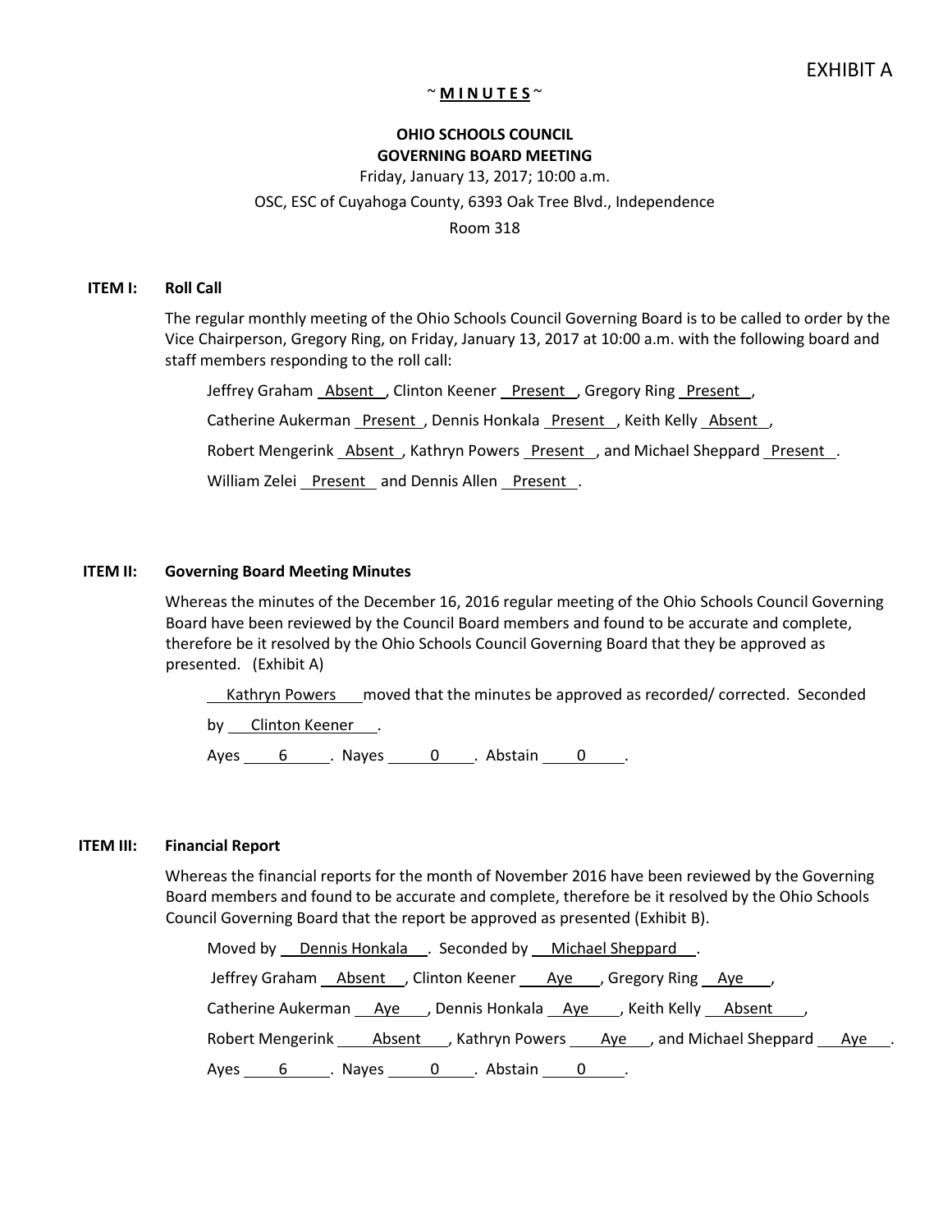EXHIBIT A

~ **MINUTES** ~

**OHIO SCHOOLS COUNCIL**
**GOVERNING BOARD MEETING**

Friday, January 13, 2017; 10:00 a.m.

OSC, ESC of Cuyahoga County, 6393 Oak Tree Blvd., Independence

Room 318

**ITEM I: Roll Call**

The regular monthly meeting of the Ohio Schools Council Governing Board is to be called to order by the Vice Chairperson, Gregory Ring, on Friday, January 13, 2017 at 10:00 a.m. with the following board and staff members responding to the roll call:

Jeffrey Graham Absent, Clinton Keener Present, Gregory Ring Present,

Catherine Aukerman Present, Dennis Honkala Present, Keith Kelly Absent,

Robert Mengerink Absent, Kathryn Powers Present, and Michael Sheppard Present.

William Zelei Present and Dennis Allen Present.

**ITEM II: Governing Board Meeting Minutes**

Whereas the minutes of the December 16, 2016 regular meeting of the Ohio Schools Council Governing Board have been reviewed by the Council Board members and found to be accurate and complete, therefore be it resolved by the Ohio Schools Council Governing Board that they be approved as presented. (Exhibit A)

Kathryn Powers moved that the minutes be approved as recorded/ corrected. Seconded by Clinton Keener.

Ayes 6. Nayes 0. Abstain 0.

**ITEM III: Financial Report**

Whereas the financial reports for the month of November 2016 have been reviewed by the Governing Board members and found to be accurate and complete, therefore be it resolved by the Ohio Schools Council Governing Board that the report be approved as presented (Exhibit B).

Moved by Dennis Honkala. Seconded by Michael Sheppard.

Jeffrey Graham Absent, Clinton Keener Aye, Gregory Ring Aye,

Catherine Aukerman Aye, Dennis Honkala Aye, Keith Kelly Absent,

Robert Mengerink Absent, Kathryn Powers Aye, and Michael Sheppard Aye.

Ayes 6. Nayes 0. Abstain 0.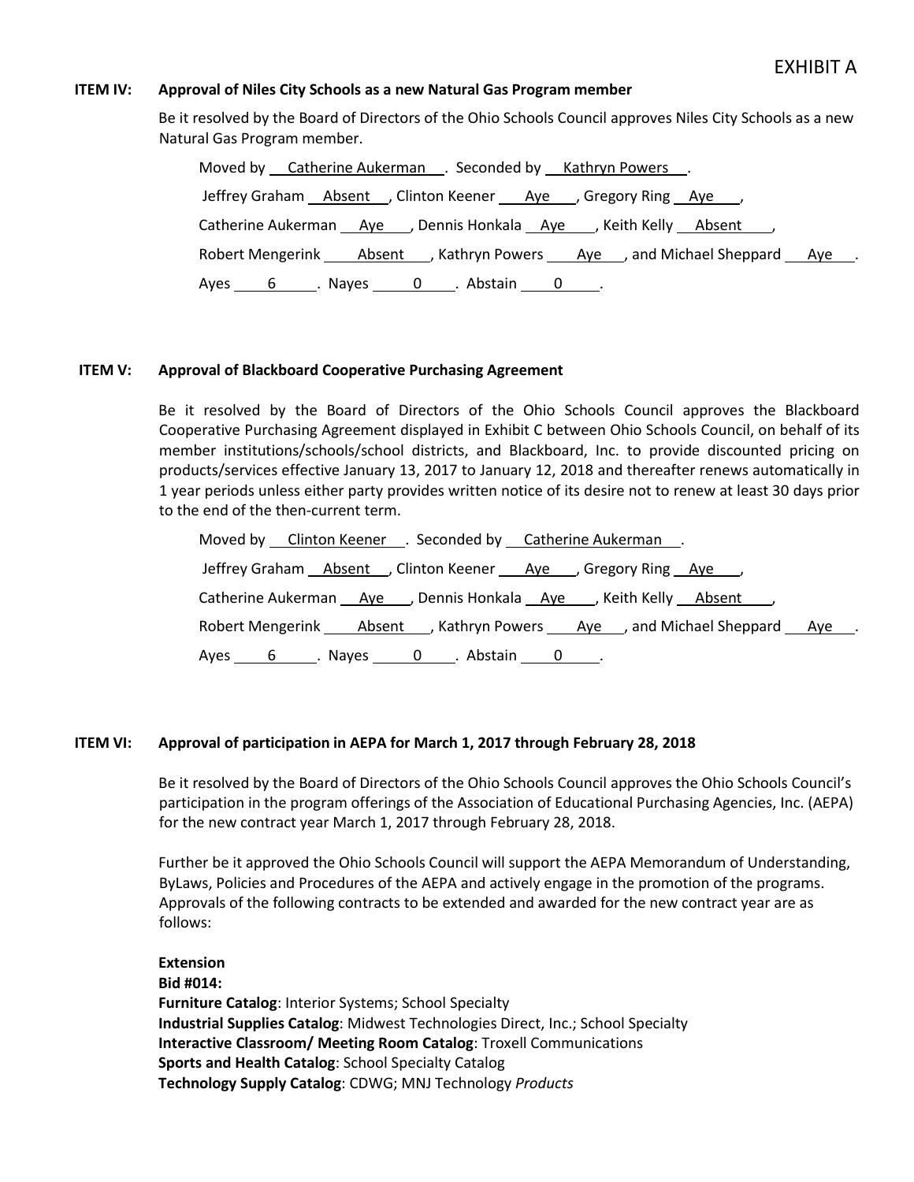EXHIBIT A

**ITEM IV: Approval of Niles City Schools as a new Natural Gas Program member**

Be it resolved by the Board of Directors of the Ohio Schools Council approves Niles City Schools as a new Natural Gas Program member.

Moved by Catherine Aukerman. Seconded by Kathryn Powers.

Jeffrey Graham Absent, Clinton Keener Aye, Gregory Ring Aye,

Catherine Aukerman Aye, Dennis Honkala Aye, Keith Kelly Absent,

Robert Mengerink Absent, Kathryn Powers Aye, and Michael Sheppard Aye.

Ayes 6. Nayes 0. Abstain 0.

**ITEM V: Approval of Blackboard Cooperative Purchasing Agreement**

Be it resolved by the Board of Directors of the Ohio Schools Council approves the Blackboard Cooperative Purchasing Agreement displayed in Exhibit C between Ohio Schools Council, on behalf of its member institutions/schools/school districts, and Blackboard, Inc. to provide discounted pricing on products/services effective January 13, 2017 to January 12, 2018 and thereafter renews automatically in 1 year periods unless either party provides written notice of its desire not to renew at least 30 days prior to the end of the then-current term.

Moved by Clinton Keener. Seconded by Catherine Aukerman.

Jeffrey Graham Absent, Clinton Keener Aye, Gregory Ring Aye,

Catherine Aukerman Aye, Dennis Honkala Aye, Keith Kelly Absent,

Robert Mengerink Absent, Kathryn Powers Aye, and Michael Sheppard Aye.

Ayes 6. Nayes 0. Abstain 0.

**ITEM VI: Approval of participation in AEPA for March 1, 2017 through February 28, 2018**

Be it resolved by the Board of Directors of the Ohio Schools Council approves the Ohio Schools Council's participation in the program offerings of the Association of Educational Purchasing Agencies, Inc. (AEPA) for the new contract year March 1, 2017 through February 28, 2018.

Further be it approved the Ohio Schools Council will support the AEPA Memorandum of Understanding, ByLaws, Policies and Procedures of the AEPA and actively engage in the promotion of the programs. Approvals of the following contracts to be extended and awarded for the new contract year are as follows:

**Extension**
**Bid #014:**
**Furniture Catalog**: Interior Systems; School Specialty
**Industrial Supplies Catalog**: Midwest Technologies Direct, Inc.; School Specialty
**Interactive Classroom/ Meeting Room Catalog**: Troxell Communications
**Sports and Health Catalog**: School Specialty Catalog
**Technology Supply Catalog**: CDWG; MNJ Technology *Products*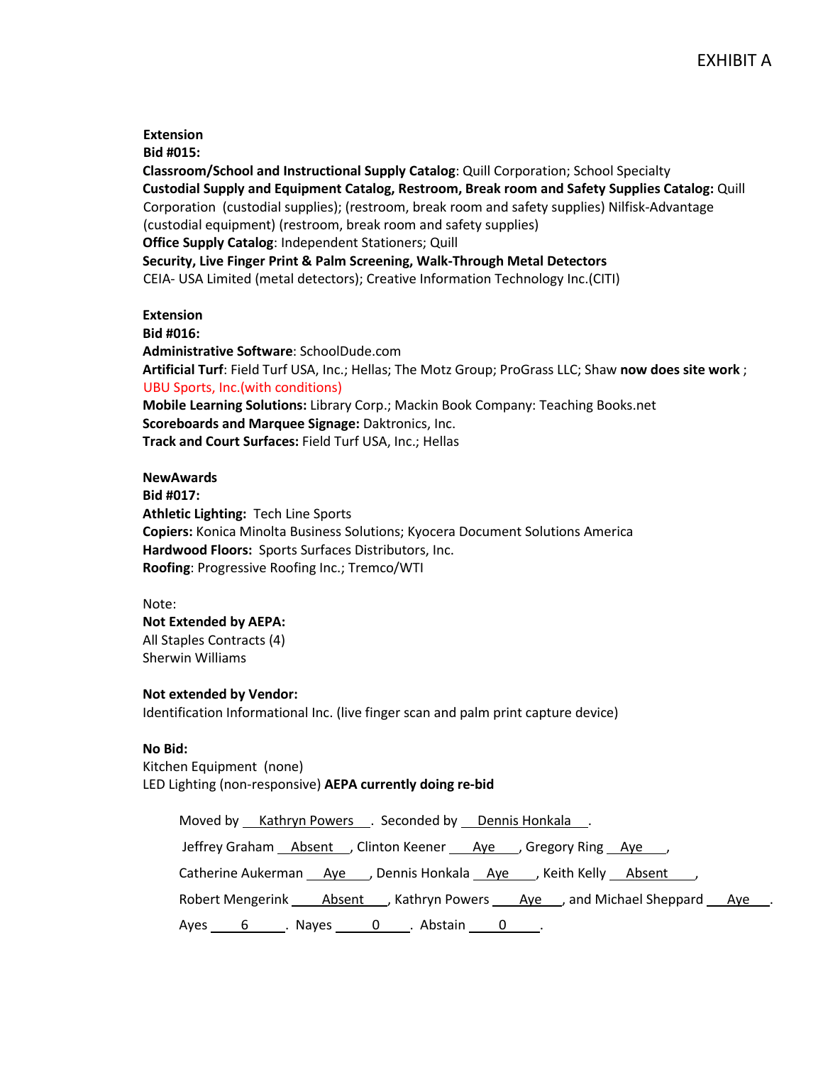# EXHIBIT A

**Extension**
**Bid #015:**
**Classroom/School and Instructional Supply Catalog**: Quill Corporation; School Specialty
**Custodial Supply and Equipment Catalog, Restroom, Break room and Safety Supplies Catalog:** Quill Corporation (custodial supplies); (restroom, break room and safety supplies) Nilfisk-Advantage (custodial equipment) (restroom, break room and safety supplies)
**Office Supply Catalog**: Independent Stationers; Quill
**Security, Live Finger Print & Palm Screening, Walk-Through Metal Detectors**
CEIA- USA Limited (metal detectors); Creative Information Technology Inc.(CITI)

**Extension**
**Bid #016:**
**Administrative Software**: SchoolDude.com
**Artificial Turf**: Field Turf USA, Inc.; Hellas; The Motz Group; ProGrass LLC; Shaw **now does site work** ; UBU Sports, Inc.(with conditions)
**Mobile Learning Solutions:** Library Corp.; Mackin Book Company: Teaching Books.net
**Scoreboards and Marquee Signage:** Daktronics, Inc.
**Track and Court Surfaces:** Field Turf USA, Inc.; Hellas

**NewAwards**
**Bid #017:**
**Athletic Lighting:** Tech Line Sports
**Copiers:** Konica Minolta Business Solutions; Kyocera Document Solutions America
**Hardwood Floors:** Sports Surfaces Distributors, Inc.
**Roofing**: Progressive Roofing Inc.; Tremco/WTI

Note:
**Not Extended by AEPA:**
All Staples Contracts (4)
Sherwin Williams

**Not extended by Vendor:**
Identification Informational Inc. (live finger scan and palm print capture device)

**No Bid:**
Kitchen Equipment (none)
LED Lighting (non-responsive) **AEPA currently doing re-bid**

Moved by Kathryn Powers. Seconded by Dennis Honkala.

Jeffrey Graham Absent, Clinton Keener Aye, Gregory Ring Aye,

Catherine Aukerman Aye, Dennis Honkala Aye, Keith Kelly Absent,

Robert Mengerink Absent, Kathryn Powers Aye, and Michael Sheppard Aye.

Ayes 6. Nayes 0. Abstain 0.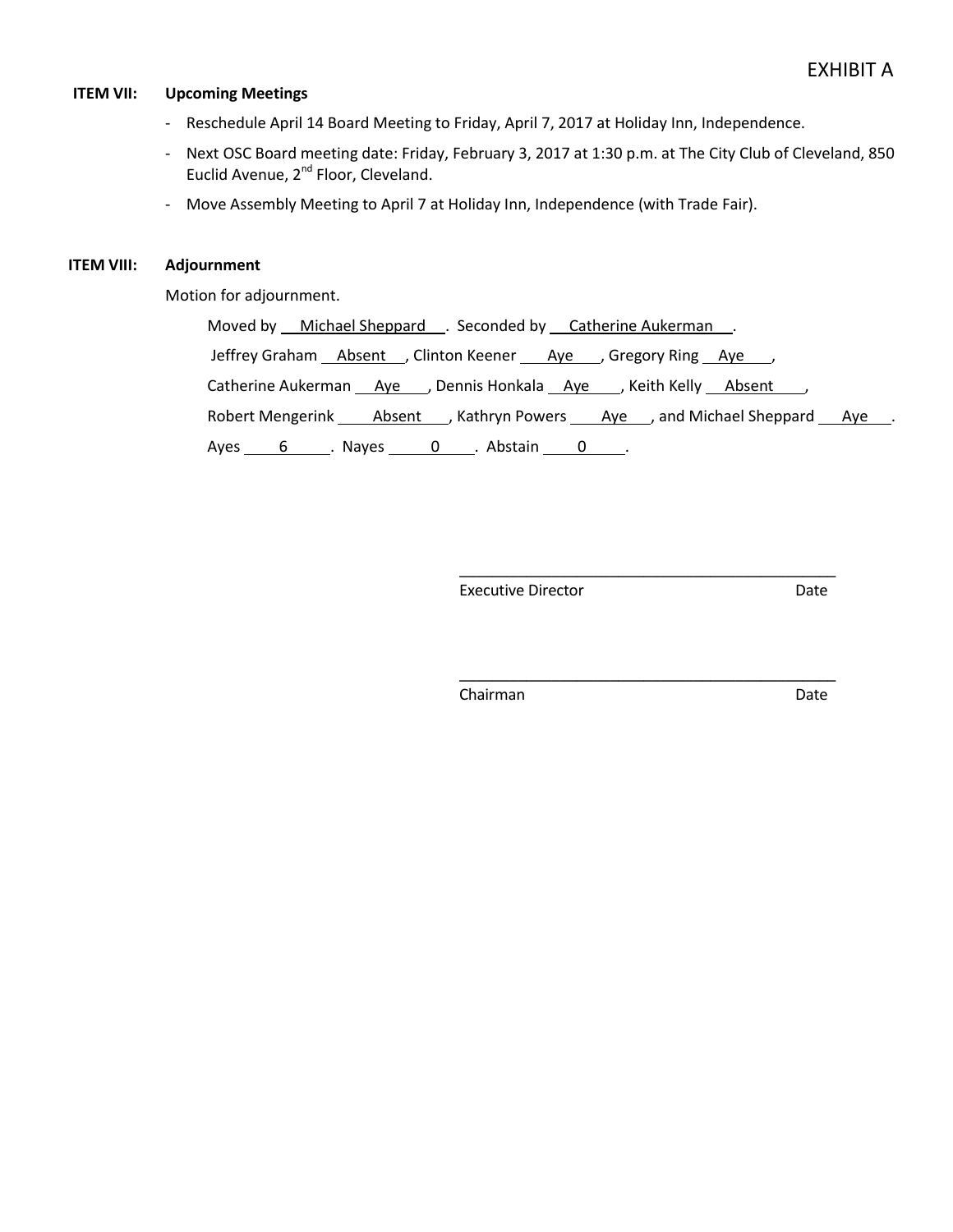EXHIBIT A

**ITEM VII: Upcoming Meetings**

- Reschedule April 14 Board Meeting to Friday, April 7, 2017 at Holiday Inn, Independence.
- Next OSC Board meeting date: Friday, February 3, 2017 at 1:30 p.m. at The City Club of Cleveland, 850 Euclid Avenue, 2nd Floor, Cleveland.
- Move Assembly Meeting to April 7 at Holiday Inn, Independence (with Trade Fair).

**ITEM VIII: Adjournment**

Motion for adjournment.

Moved by Michael Sheppard . Seconded by Catherine Aukerman .

Jeffrey Graham Absent , Clinton Keener Aye , Gregory Ring Aye ,

Catherine Aukerman Aye , Dennis Honkala Aye , Keith Kelly Absent ,

Robert Mengerink Absent , Kathryn Powers Aye , and Michael Sheppard Aye .

Ayes 6 . Nayes 0 . Abstain 0 .

_____________________________________________

Executive Director Date

_____________________________________________

Chairman Date